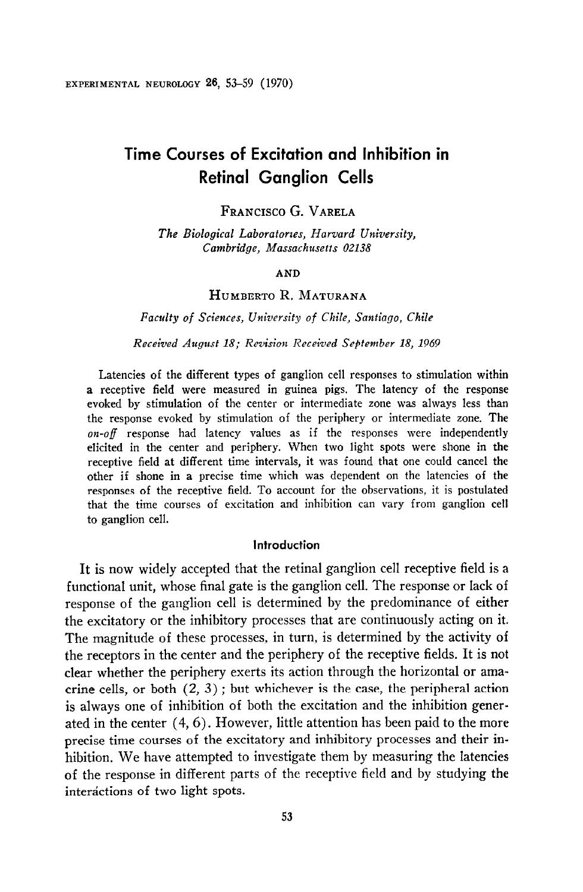# Time Courses of Excitation and Inhibition in Retinal Ganglion Cells

FRANCISCO G. VARELA

*The Biological Laboratories, Harvard University, Cambridge, Massachusetts 02138*

AND

HUMBERTO R. MATURANA

*Faculty of Sciences, University of Chile, Santiago, Chile*

*Received August 18; Revision Received September 18, 1969*

Latencies of the different types of ganglion cell responses to stimulation within a receptive field were measured in guinea pigs. The latency of the response evoked by stimulation of the center or intermediate zone was always less than the response evoked by stimulation of the periphery or intermediate zone. The *on-off* response had latency values as if the responses were independently elicited in the center and periphery. When two light spots were shone in the receptive field at different time intervals, it was found that one could cancel the other if shone in a precise time which was dependent on the latencies of the responses of the receptive field. To account for the observations, it is postulated that the time courses of excitation and inhibition can vary from ganglion cell to ganglion cell.

## Introduction

It is now widely accepted that the retinal ganglion cell receptive field is a functional unit, whose final gate is the ganglion cell. The response or lack of response of the ganglion cell is determined by the predominance of either the excitatory or the inhibitory processes that are continuously acting on it. The magnitude of these processes, in turn, is determined by the activity of the receptors in the center and the periphery of the receptive fields. It is not clear whether the periphery exerts its action through the horizontal or amacrine cells, or both (2, 3); but whichever is the case, the peripheral action is always one of inhibition of both the excitation and the inhibition generated in the center (4, 6). However, little attention has been paid to the more precise time courses of the excitatory and inhibitory processes and their inhibition. We have attempted to investigate them by measuring the latencies of the response in different parts of the receptive field and by studying the interactions of two light spots.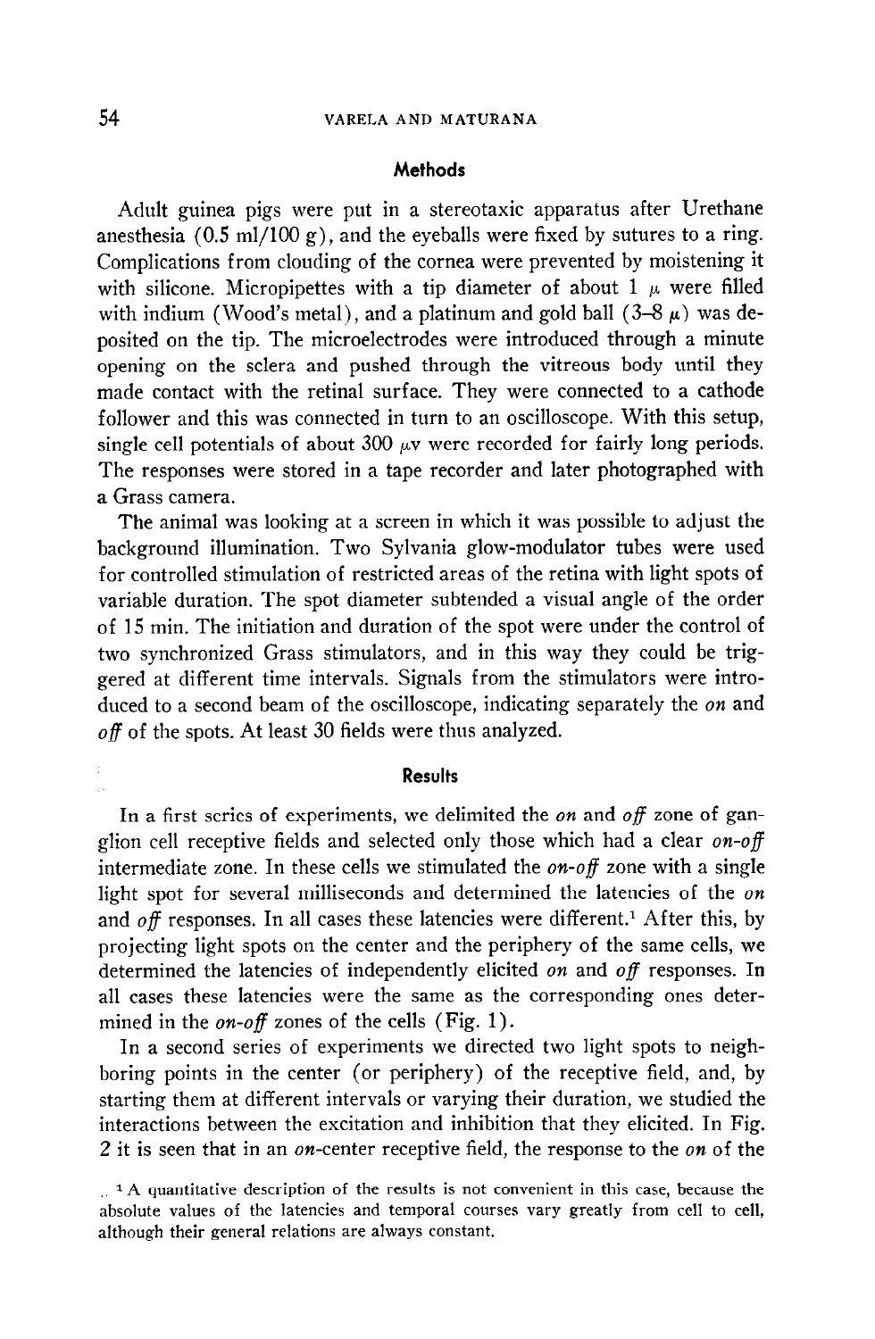## Methods

Adult guinea pigs were put in a stereotaxic apparatus after Urethane anesthesia (0.5 ml/100 g), and the eyeballs were fixed by sutures to a ring. Complications from clouding of the cornea were prevented by moistening it with silicone. Micropipettes with a tip diameter of about 1 $\mu$ were filled with indium (Wood's metal), and a platinum and gold ball (3–8 $\mu$) was deposited on the tip. The microelectrodes were introduced through a minute opening on the sclera and pushed through the vitreous body until they made contact with the retinal surface. They were connected to a cathode follower and this was connected in turn to an oscilloscope. With this setup, single cell potentials of about 300 $\mu$v were recorded for fairly long periods. The responses were stored in a tape recorder and later photographed with a Grass camera.

The animal was looking at a screen in which it was possible to adjust the background illumination. Two Sylvania glow-modulator tubes were used for controlled stimulation of restricted areas of the retina with light spots of variable duration. The spot diameter subtended a visual angle of the order of 15 min. The initiation and duration of the spot were under the control of two synchronized Grass stimulators, and in this way they could be triggered at different time intervals. Signals from the stimulators were introduced to a second beam of the oscilloscope, indicating separately the *on* and *off* of the spots. At least 30 fields were thus analyzed.

## Results

In a first series of experiments, we delimited the *on* and *off* zone of ganglion cell receptive fields and selected only those which had a clear *on-off* intermediate zone. In these cells we stimulated the *on-off* zone with a single light spot for several milliseconds and determined the latencies of the *on* and *off* responses. In all cases these latencies were different.[1] After this, by projecting light spots on the center and the periphery of the same cells, we determined the latencies of independently elicited *on* and *off* responses. In all cases these latencies were the same as the corresponding ones determined in the *on-off* zones of the cells (Fig. 1).

In a second series of experiments we directed two light spots to neighboring points in the center (or periphery) of the receptive field, and, by starting them at different intervals or varying their duration, we studied the interactions between the excitation and inhibition that they elicited. In Fig. 2 it is seen that in an *on*-center receptive field, the response to the *on* of the

[1] A quantitative description of the results is not convenient in this case, because the absolute values of the latencies and temporal courses vary greatly from cell to cell, although their general relations are always constant.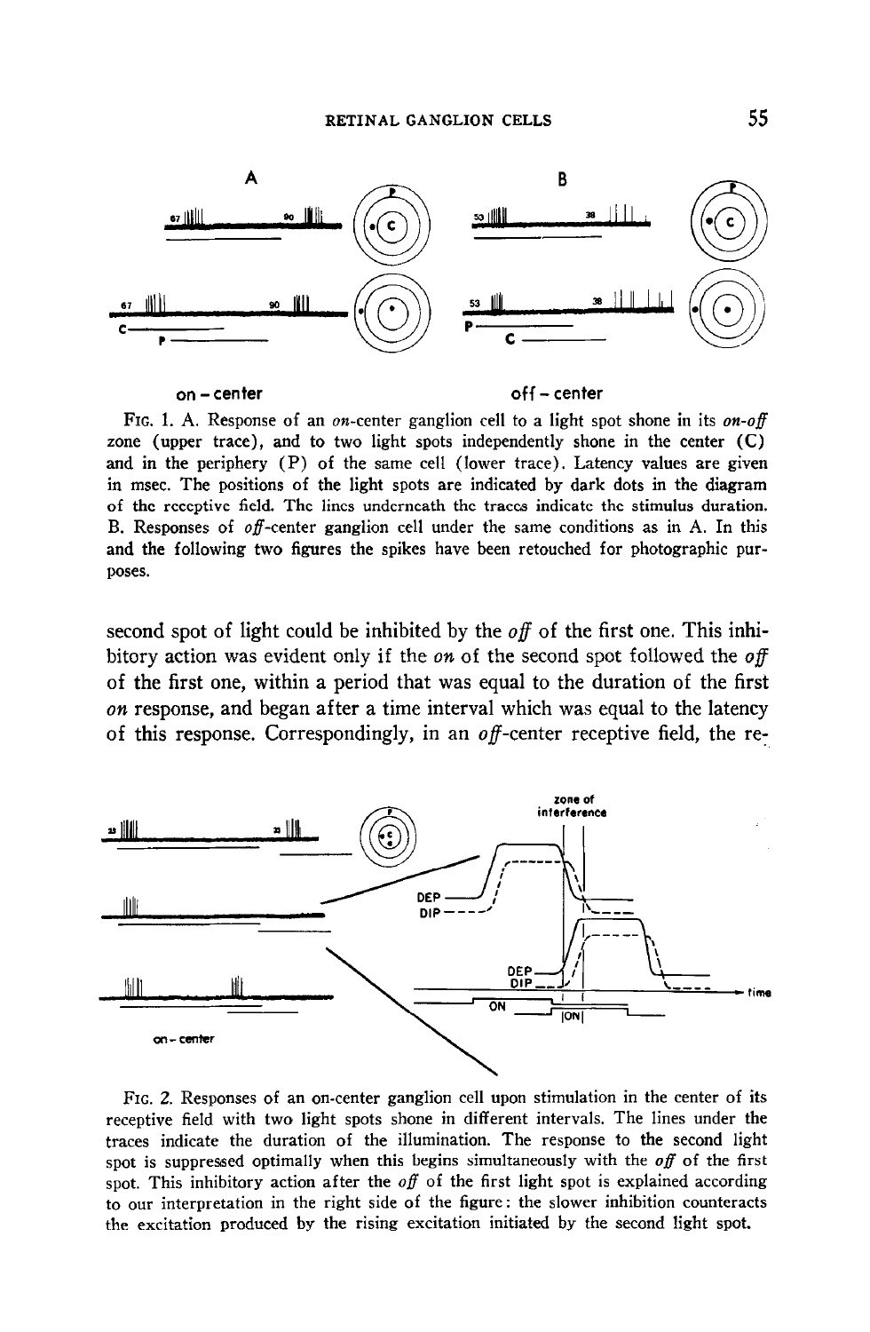FIG. 1. A. Response of an *on*-center ganglion cell to a light spot shone in its *on-off* zone (upper trace), and to two light spots independently shone in the center (C) and in the periphery (P) of the same cell (lower trace). Latency values are given in msec. The positions of the light spots are indicated by dark dots in the diagram of the receptive field. The lines underneath the traces indicate the stimulus duration. B. Responses of *off*-center ganglion cell under the same conditions as in A. In this and the following two figures the spikes have been retouched for photographic purposes.

second spot of light could be inhibited by the *off* of the first one. This inhibitory action was evident only if the *on* of the second spot followed the *off* of the first one, within a period that was equal to the duration of the first *on* response, and began after a time interval which was equal to the latency of this response. Correspondingly, in an *off*-center receptive field, the re-

FIG. 2. Responses of an on-center ganglion cell upon stimulation in the center of its receptive field with two light spots shone in different intervals. The lines under the traces indicate the duration of the illumination. The response to the second light spot is suppressed optimally when this begins simultaneously with the *off* of the first spot. This inhibitory action after the *off* of the first light spot is explained according to our interpretation in the right side of the figure: the slower inhibition counteracts the excitation produced by the rising excitation initiated by the second light spot.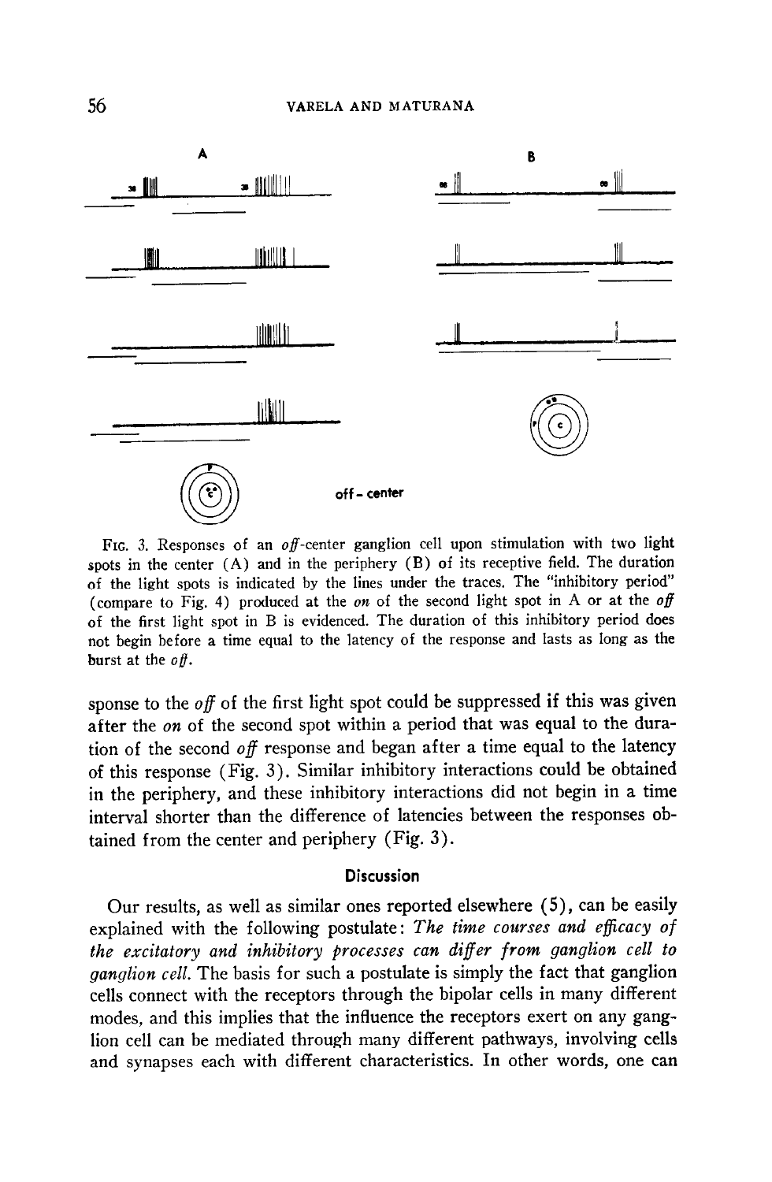A

B

off - center

FIG. 3. Responses of an *off*-center ganglion cell upon stimulation with two light spots in the center (A) and in the periphery (B) of its receptive field. The duration of the light spots is indicated by the lines under the traces. The "inhibitory period" (compare to Fig. 4) produced at the *on* of the second light spot in A or at the *off* of the first light spot in B is evidenced. The duration of this inhibitory period does not begin before a time equal to the latency of the response and lasts as long as the burst at the *off*.

sponse to the *off* of the first light spot could be suppressed if this was given after the *on* of the second spot within a period that was equal to the duration of the second *off* response and began after a time equal to the latency of this response (Fig. 3). Similar inhibitory interactions could be obtained in the periphery, and these inhibitory interactions did not begin in a time interval shorter than the difference of latencies between the responses obtained from the center and periphery (Fig. 3).

## Discussion

Our results, as well as similar ones reported elsewhere (5), can be easily explained with the following postulate: *The time courses and efficacy of the excitatory and inhibitory processes can differ from ganglion cell to ganglion cell.* The basis for such a postulate is simply the fact that ganglion cells connect with the receptors through the bipolar cells in many different modes, and this implies that the influence the receptors exert on any ganglion cell can be mediated through many different pathways, involving cells and synapses each with different characteristics. In other words, one can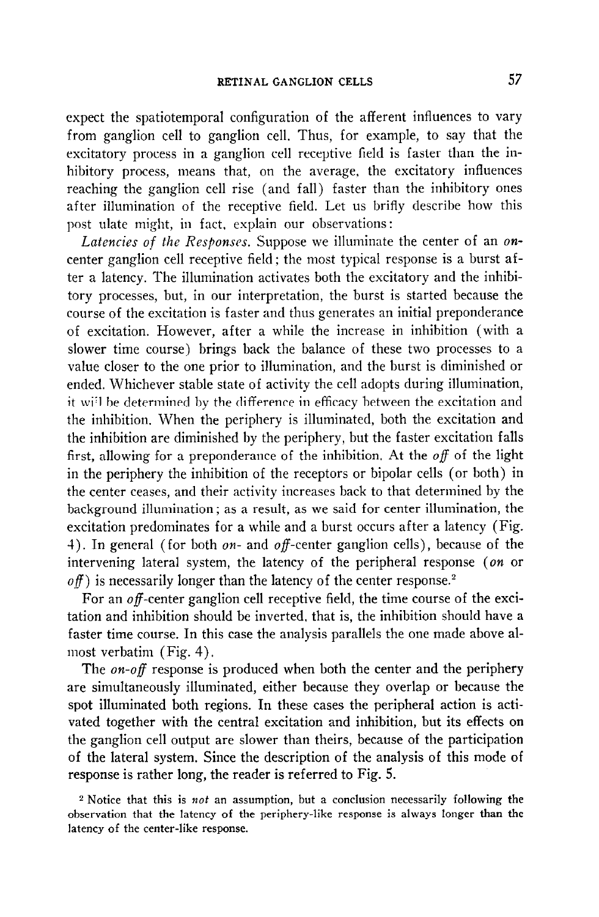expect the spatiotemporal configuration of the afferent influences to vary from ganglion cell to ganglion cell. Thus, for example, to say that the excitatory process in a ganglion cell receptive field is faster than the inhibitory process, means that, on the average, the excitatory influences reaching the ganglion cell rise (and fall) faster than the inhibitory ones after illumination of the receptive field. Let us brifly describe how this post ulate might, in fact, explain our observations:

*Latencies of the Responses.* Suppose we illuminate the center of an *on*-center ganglion cell receptive field; the most typical response is a burst after a latency. The illumination activates both the excitatory and the inhibitory processes, but, in our interpretation, the burst is started because the course of the excitation is faster and thus generates an initial preponderance of excitation. However, after a while the increase in inhibition (with a slower time course) brings back the balance of these two processes to a value closer to the one prior to illumination, and the burst is diminished or ended. Whichever stable state of activity the cell adopts during illumination, it will be determined by the difference in efficacy between the excitation and the inhibition. When the periphery is illuminated, both the excitation and the inhibition are diminished by the periphery, but the faster excitation falls first, allowing for a preponderance of the inhibition. At the *off* of the light in the periphery the inhibition of the receptors or bipolar cells (or both) in the center ceases, and their activity increases back to that determined by the background illumination; as a result, as we said for center illumination, the excitation predominates for a while and a burst occurs after a latency (Fig. 4). In general (for both *on*- and *off*-center ganglion cells), because of the intervening lateral system, the latency of the peripheral response (*on* or *off*) is necessarily longer than the latency of the center response.[2]

For an *off*-center ganglion cell receptive field, the time course of the excitation and inhibition should be inverted, that is, the inhibition should have a faster time course. In this case the analysis parallels the one made above almost verbatim (Fig. 4).

The *on-off* response is produced when both the center and the periphery are simultaneously illuminated, either because they overlap or because the spot illuminated both regions. In these cases the peripheral action is activated together with the central excitation and inhibition, but its effects on the ganglion cell output are slower than theirs, because of the participation of the lateral system. Since the description of the analysis of this mode of response is rather long, the reader is referred to Fig. 5.

[2] Notice that this is *not* an assumption, but a conclusion necessarily following the observation that the latency of the periphery-like response is always longer than the latency of the center-like response.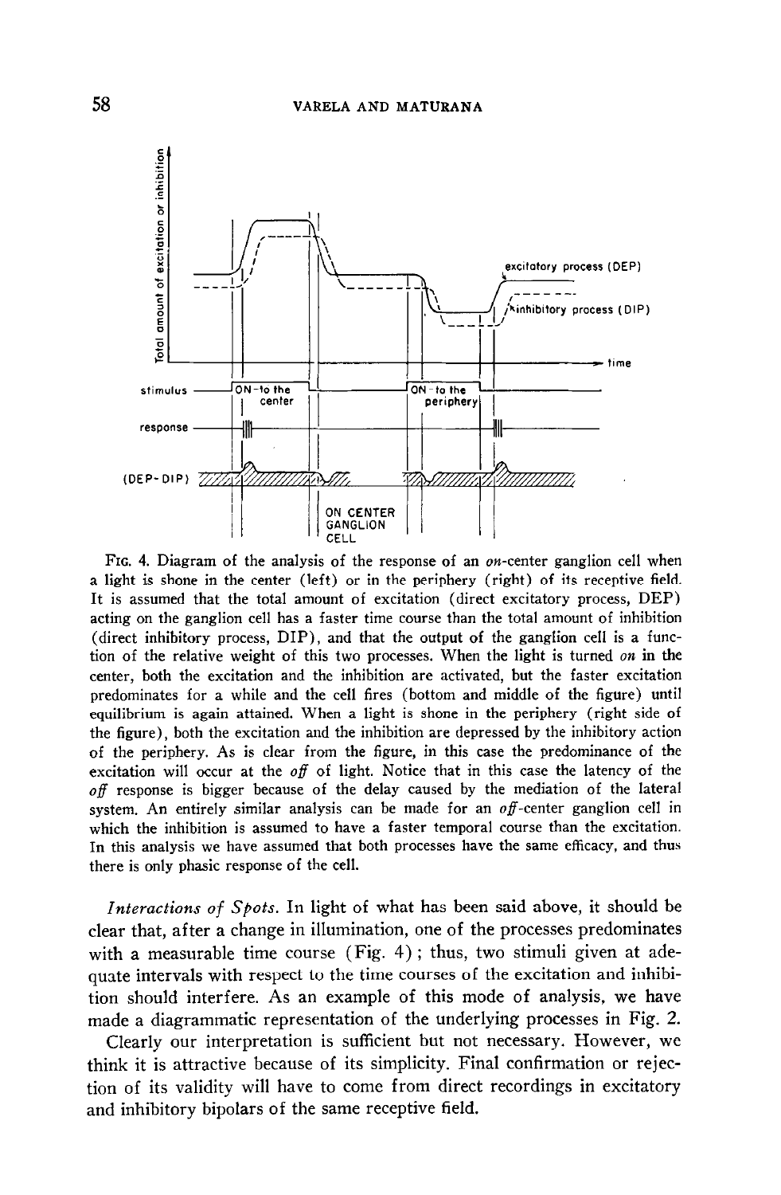FIG. 4. Diagram of the analysis of the response of an *on*-center ganglion cell when a light is shone in the center (left) or in the periphery (right) of its receptive field. It is assumed that the total amount of excitation (direct excitatory process, DEP) acting on the ganglion cell has a faster time course than the total amount of inhibition (direct inhibitory process, DIP), and that the output of the ganglion cell is a function of the relative weight of this two processes. When the light is turned *on* in the center, both the excitation and the inhibition are activated, but the faster excitation predominates for a while and the cell fires (bottom and middle of the figure) until equilibrium is again attained. When a light is shone in the periphery (right side of the figure), both the excitation and the inhibition are depressed by the inhibitory action of the periphery. As is clear from the figure, in this case the predominance of the excitation will occur at the *off* of light. Notice that in this case the latency of the *off* response is bigger because of the delay caused by the mediation of the lateral system. An entirely similar analysis can be made for an *off*-center ganglion cell in which the inhibition is assumed to have a faster temporal course than the excitation. In this analysis we have assumed that both processes have the same efficacy, and thus there is only phasic response of the cell.

*Interactions of Spots.* In light of what has been said above, it should be clear that, after a change in illumination, one of the processes predominates with a measurable time course (Fig. 4); thus, two stimuli given at adequate intervals with respect to the time courses of the excitation and inhibition should interfere. As an example of this mode of analysis, we have made a diagrammatic representation of the underlying processes in Fig. 2.

Clearly our interpretation is sufficient but not necessary. However, we think it is attractive because of its simplicity. Final confirmation or rejection of its validity will have to come from direct recordings in excitatory and inhibitory bipolars of the same receptive field.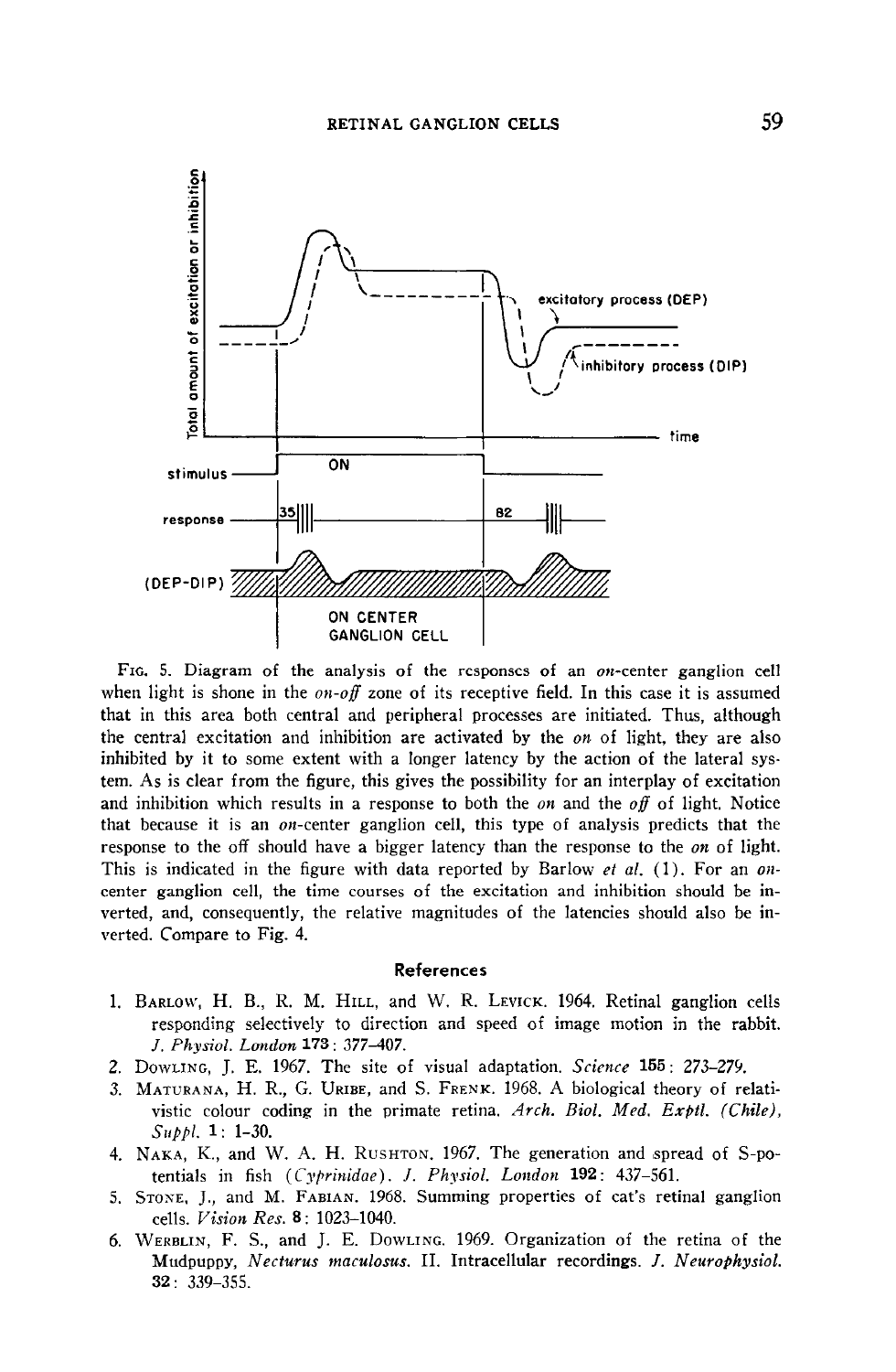Total amount of excitation or inhibition

excitatory process (DEP)

inhibitory process (DIP)

time

stimulus

ON

response

35

82

(DEP-DIP)

ON CENTER
GANGLION CELL

FIG. 5. Diagram of the analysis of the responses of an *on*-center ganglion cell when light is shone in the *on-off* zone of its receptive field. In this case it is assumed that in this area both central and peripheral processes are initiated. Thus, although the central excitation and inhibition are activated by the *on* of light, they are also inhibited by it to some extent with a longer latency by the action of the lateral system. As is clear from the figure, this gives the possibility for an interplay of excitation and inhibition which results in a response to both the *on* and the *off* of light. Notice that because it is an *on*-center ganglion cell, this type of analysis predicts that the response to the off should have a bigger latency than the response to the *on* of light. This is indicated in the figure with data reported by Barlow *et al.* (1). For an *on*-center ganglion cell, the time courses of the excitation and inhibition should be inverted, and, consequently, the relative magnitudes of the latencies should also be inverted. Compare to Fig. 4.

## References

1. BARLOW, H. B., R. M. HILL, and W. R. LEVICK. 1964. Retinal ganglion cells responding selectively to direction and speed of image motion in the rabbit. *J. Physiol. London* **173**: 377–407.
2. DOWLING, J. E. 1967. The site of visual adaptation. *Science* **155**: 273–279.
3. MATURANA, H. R., G. URIBE, and S. FRENK. 1968. A biological theory of relativistic colour coding in the primate retina. *Arch. Biol. Med. Exptl. (Chile), Suppl.* **1**: 1–30.
4. NAKA, K., and W. A. H. RUSHTON. 1967. The generation and spread of S-potentials in fish (*Cyprinidae*). *J. Physiol. London* **192**: 437–561.
5. STONE, J., and M. FABIAN. 1968. Summing properties of cat's retinal ganglion cells. *Vision Res.* **8**: 1023–1040.
6. WERBLIN, F. S., and J. E. DOWLING. 1969. Organization of the retina of the Mudpuppy, *Necturus maculosus*. II. Intracellular recordings. *J. Neurophysiol.* **32**: 339–355.